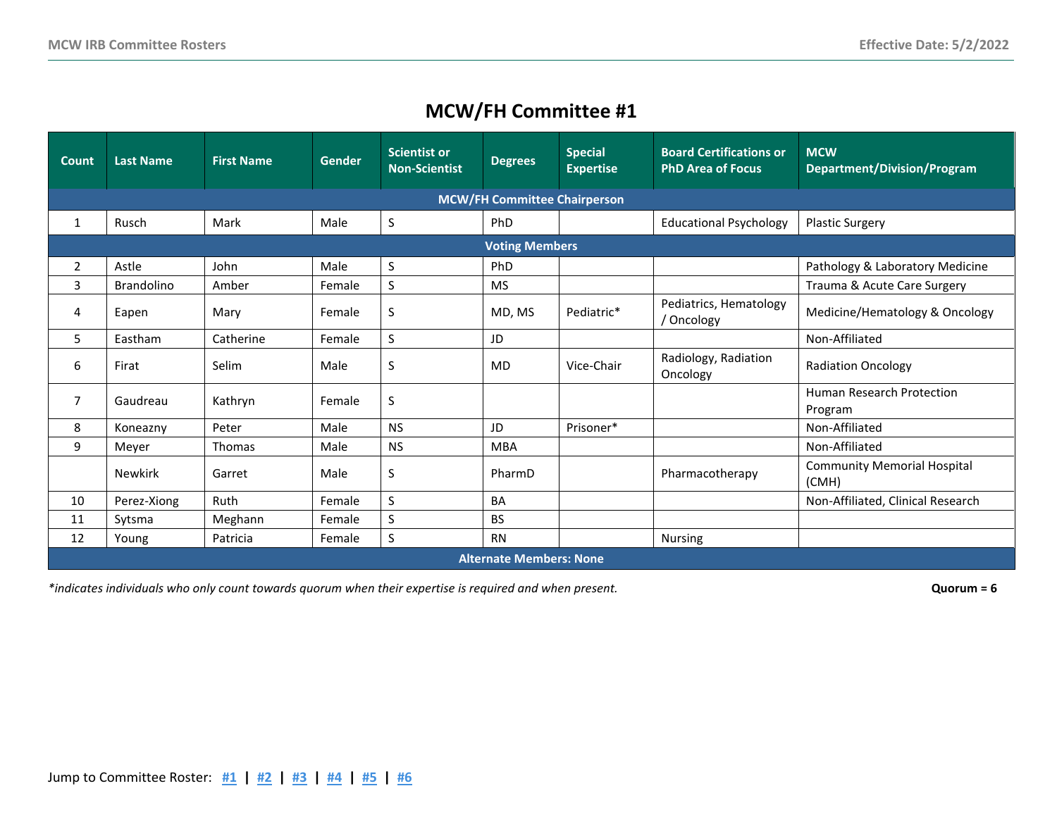# MCW/FH Committee #1

| Count | Last Name | First Name | Gender | Scientist or Non-Scientist | Degrees | Special Expertise | Board Certifications or PhD Area of Focus | MCW Department/Division/Program |
|---|---|---|---|---|---|---|---|---|
| **MCW/FH Committee Chairperson** | | | | | | | | |
| 1 | Rusch | Mark | Male | S | PhD | | Educational Psychology | Plastic Surgery |
| **Voting Members** | | | | | | | | |
| 2 | Astle | John | Male | S | PhD | | | Pathology & Laboratory Medicine |
| 3 | Brandolino | Amber | Female | S | MS | | | Trauma & Acute Care Surgery |
| 4 | Eapen | Mary | Female | S | MD, MS | Pediatric* | Pediatrics, Hematology / Oncology | Medicine/Hematology & Oncology |
| 5 | Eastham | Catherine | Female | S | JD | | | Non-Affiliated |
| 6 | Firat | Selim | Male | S | MD | Vice-Chair | Radiology, Radiation Oncology | Radiation Oncology |
| 7 | Gaudreau | Kathryn | Female | S | | | | Human Research Protection Program |
| 8 | Koneazny | Peter | Male | NS | JD | Prisoner* | | Non-Affiliated |
| 9 | Meyer | Thomas | Male | NS | MBA | | | Non-Affiliated |
| | Newkirk | Garret | Male | S | PharmD | | Pharmacotherapy | Community Memorial Hospital (CMH) |
| 10 | Perez-Xiong | Ruth | Female | S | BA | | | Non-Affiliated, Clinical Research |
| 11 | Sytsma | Meghann | Female | S | BS | | | |
| 12 | Young | Patricia | Female | S | RN | | Nursing | |
| **Alternate Members: None** | | | | | | | | |

*\*indicates individuals who only count towards quorum when their expertise is required and when present.*

**Quorum = 6**

Jump to Committee Roster: #1 | #2 | #3 | #4 | #5 | #6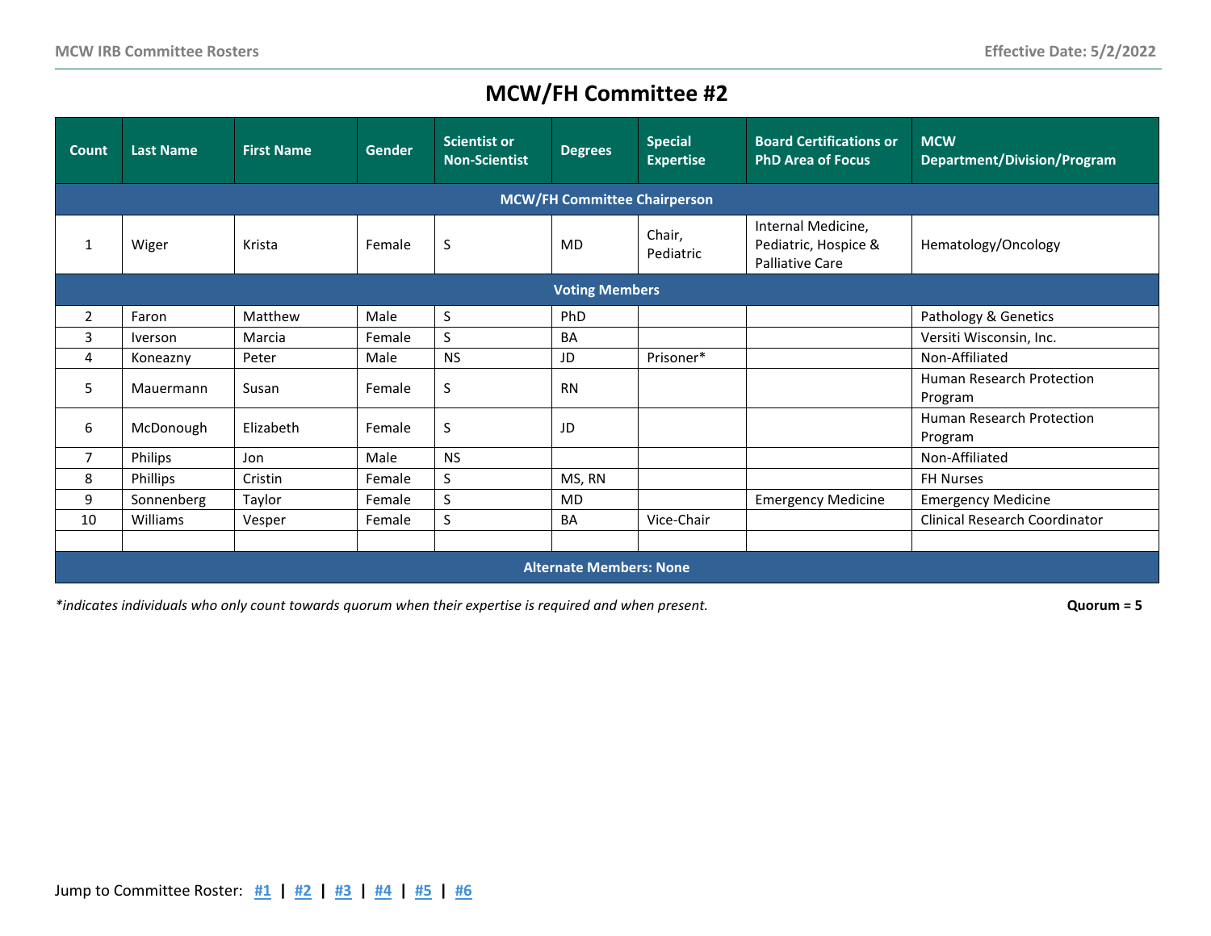# MCW/FH Committee #2

| Count | Last Name | First Name | Gender | Scientist or Non-Scientist | Degrees | Special Expertise | Board Certifications or PhD Area of Focus | MCW Department/Division/Program |
|---|---|---|---|---|---|---|---|---|
| **MCW/FH Committee Chairperson** | | | | | | | | |
| 1 | Wiger | Krista | Female | S | MD | Chair, Pediatric | Internal Medicine, Pediatric, Hospice & Palliative Care | Hematology/Oncology |
| **Voting Members** | | | | | | | | |
| 2 | Faron | Matthew | Male | S | PhD | | | Pathology & Genetics |
| 3 | Iverson | Marcia | Female | S | BA | | | Versiti Wisconsin, Inc. |
| 4 | Koneazny | Peter | Male | NS | JD | Prisoner* | | Non-Affiliated |
| 5 | Mauermann | Susan | Female | S | RN | | | Human Research Protection Program |
| 6 | McDonough | Elizabeth | Female | S | JD | | | Human Research Protection Program |
| 7 | Philips | Jon | Male | NS | | | | Non-Affiliated |
| 8 | Phillips | Cristin | Female | S | MS, RN | | | FH Nurses |
| 9 | Sonnenberg | Taylor | Female | S | MD | | Emergency Medicine | Emergency Medicine |
| 10 | Williams | Vesper | Female | S | BA | Vice-Chair | | Clinical Research Coordinator |
| | | | | | | | | |
| **Alternate Members: None** | | | | | | | | |

*\*indicates individuals who only count towards quorum when their expertise is required and when present.*

**Quorum = 5**

Jump to Committee Roster: #1 | #2 | #3 | #4 | #5 | #6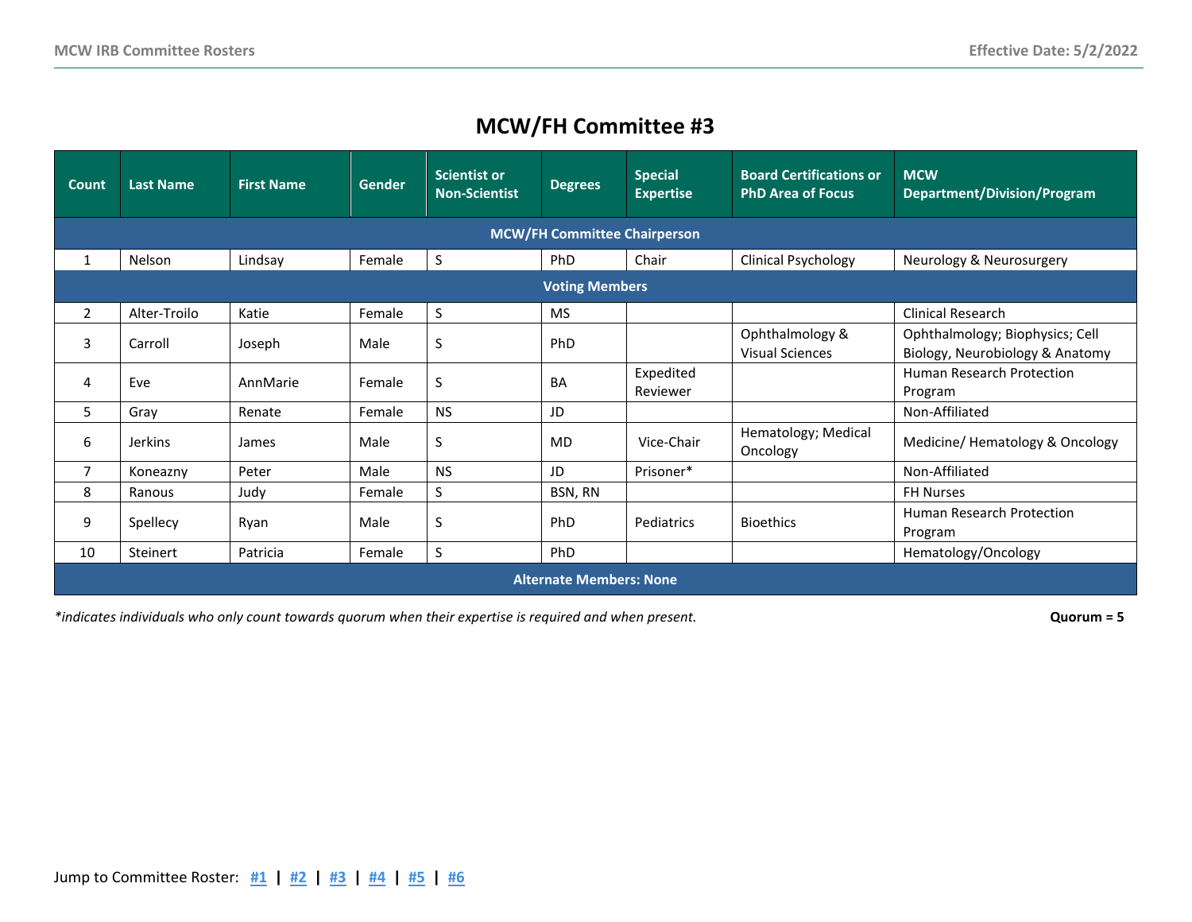# MCW/FH Committee #3

| Count | Last Name | First Name | Gender | Scientist or Non-Scientist | Degrees | Special Expertise | Board Certifications or PhD Area of Focus | MCW Department/Division/Program |
|---|---|---|---|---|---|---|---|---|
| **MCW/FH Committee Chairperson** | | | | | | | | |
| 1 | Nelson | Lindsay | Female | S | PhD | Chair | Clinical Psychology | Neurology & Neurosurgery |
| **Voting Members** | | | | | | | | |
| 2 | Alter-Troilo | Katie | Female | S | MS | | | Clinical Research |
| 3 | Carroll | Joseph | Male | S | PhD | | Ophthalmology & Visual Sciences | Ophthalmology; Biophysics; Cell Biology, Neurobiology & Anatomy |
| 4 | Eve | AnnMarie | Female | S | BA | Expedited Reviewer | | Human Research Protection Program |
| 5 | Gray | Renate | Female | NS | JD | | | Non-Affiliated |
| 6 | Jerkins | James | Male | S | MD | Vice-Chair | Hematology; Medical Oncology | Medicine/ Hematology & Oncology |
| 7 | Koneazny | Peter | Male | NS | JD | Prisoner* | | Non-Affiliated |
| 8 | Ranous | Judy | Female | S | BSN, RN | | | FH Nurses |
| 9 | Spellecy | Ryan | Male | S | PhD | Pediatrics | Bioethics | Human Research Protection Program |
| 10 | Steinert | Patricia | Female | S | PhD | | | Hematology/Oncology |
| **Alternate Members: None** | | | | | | | | |

*\*indicates individuals who only count towards quorum when their expertise is required and when present.*

**Quorum = 5**

Jump to Committee Roster: #1 | #2 | #3 | #4 | #5 | #6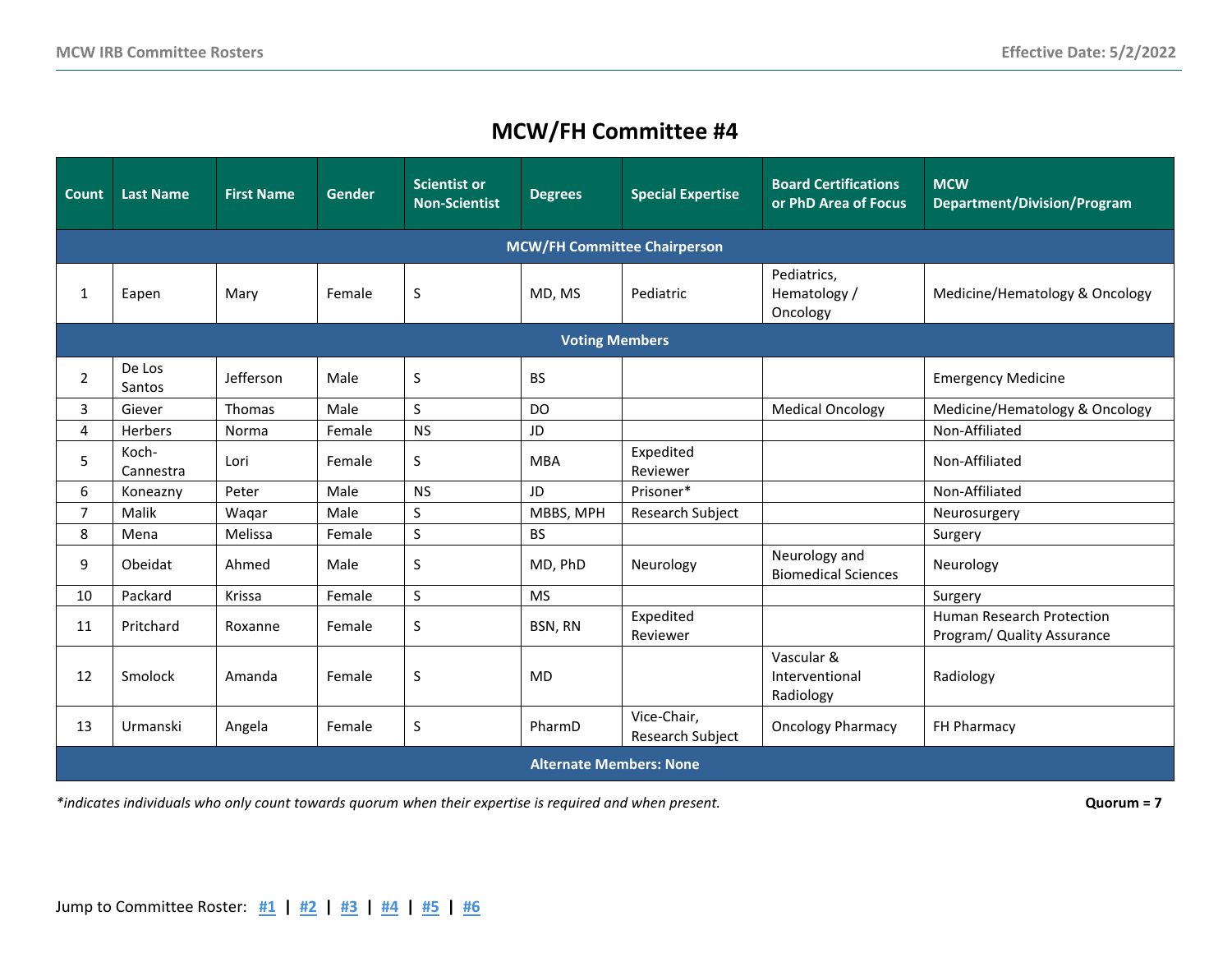# MCW/FH Committee #4

| Count | Last Name | First Name | Gender | Scientist or Non-Scientist | Degrees | Special Expertise | Board Certifications or PhD Area of Focus | MCW Department/Division/Program |
|---|---|---|---|---|---|---|---|---|
| **MCW/FH Committee Chairperson** | | | | | | | | |
| 1 | Eapen | Mary | Female | S | MD, MS | Pediatric | Pediatrics, Hematology / Oncology | Medicine/Hematology & Oncology |
| **Voting Members** | | | | | | | | |
| 2 | De Los Santos | Jefferson | Male | S | BS | | | Emergency Medicine |
| 3 | Giever | Thomas | Male | S | DO | | Medical Oncology | Medicine/Hematology & Oncology |
| 4 | Herbers | Norma | Female | NS | JD | | | Non-Affiliated |
| 5 | Koch-Cannestra | Lori | Female | S | MBA | Expedited Reviewer | | Non-Affiliated |
| 6 | Koneazny | Peter | Male | NS | JD | Prisoner* | | Non-Affiliated |
| 7 | Malik | Waqar | Male | S | MBBS, MPH | Research Subject | | Neurosurgery |
| 8 | Mena | Melissa | Female | S | BS | | | Surgery |
| 9 | Obeidat | Ahmed | Male | S | MD, PhD | Neurology | Neurology and Biomedical Sciences | Neurology |
| 10 | Packard | Krissa | Female | S | MS | | | Surgery |
| 11 | Pritchard | Roxanne | Female | S | BSN, RN | Expedited Reviewer | | Human Research Protection Program/ Quality Assurance |
| 12 | Smolock | Amanda | Female | S | MD | | Vascular & Interventional Radiology | Radiology |
| 13 | Urmanski | Angela | Female | S | PharmD | Vice-Chair, Research Subject | Oncology Pharmacy | FH Pharmacy |
| **Alternate Members: None** | | | | | | | | |

*\*indicates individuals who only count towards quorum when their expertise is required and when present.*

**Quorum = 7**

Jump to Committee Roster: #1 | #2 | #3 | #4 | #5 | #6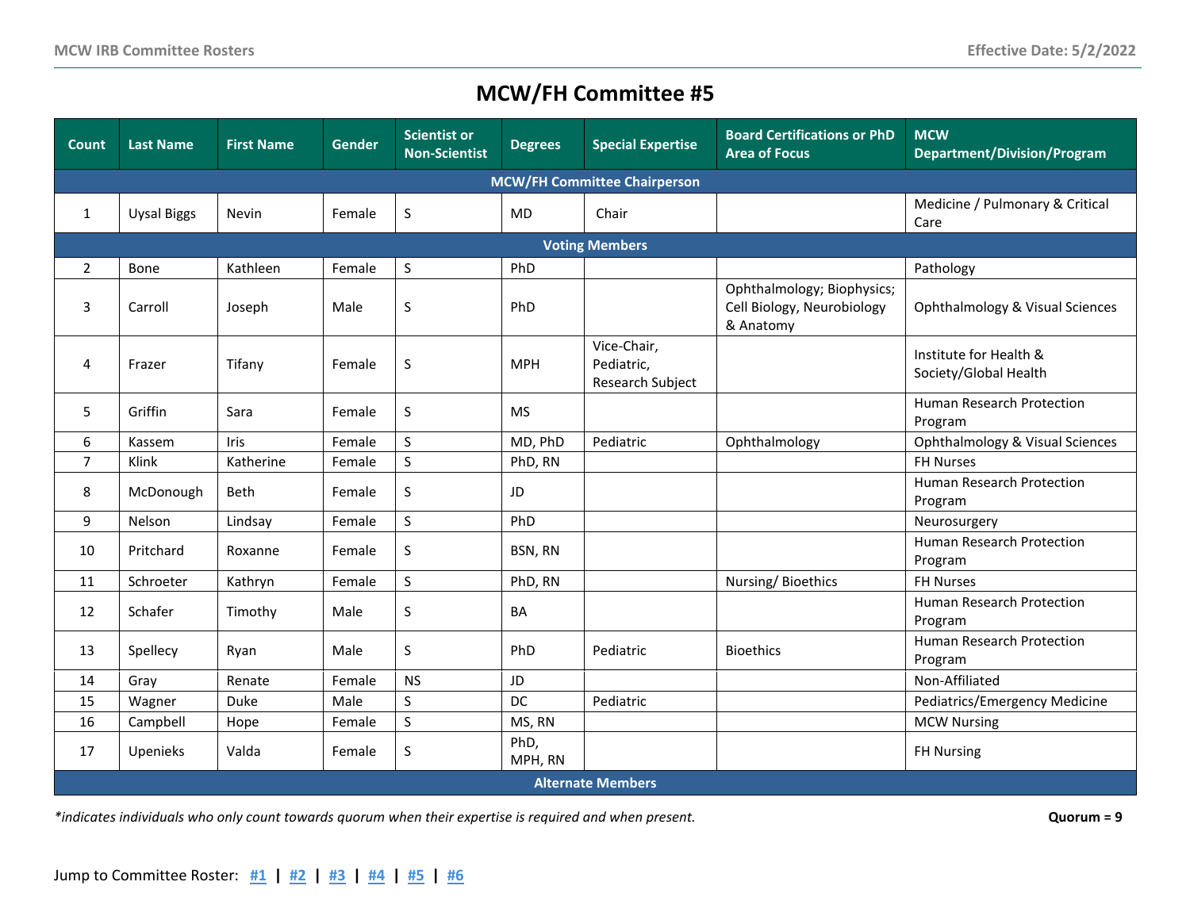# MCW/FH Committee #5

| Count | Last Name | First Name | Gender | Scientist or Non-Scientist | Degrees | Special Expertise | Board Certifications or PhD Area of Focus | MCW Department/Division/Program |
|---|---|---|---|---|---|---|---|---|
| **MCW/FH Committee Chairperson** | | | | | | | | |
| 1 | Uysal Biggs | Nevin | Female | S | MD | Chair | | Medicine / Pulmonary & Critical Care |
| **Voting Members** | | | | | | | | |
| 2 | Bone | Kathleen | Female | S | PhD | | | Pathology |
| 3 | Carroll | Joseph | Male | S | PhD | | Ophthalmology; Biophysics; Cell Biology, Neurobiology & Anatomy | Ophthalmology & Visual Sciences |
| 4 | Frazer | Tifany | Female | S | MPH | Vice-Chair, Pediatric, Research Subject | | Institute for Health & Society/Global Health |
| 5 | Griffin | Sara | Female | S | MS | | | Human Research Protection Program |
| 6 | Kassem | Iris | Female | S | MD, PhD | Pediatric | Ophthalmology | Ophthalmology & Visual Sciences |
| 7 | Klink | Katherine | Female | S | PhD, RN | | | FH Nurses |
| 8 | McDonough | Beth | Female | S | JD | | | Human Research Protection Program |
| 9 | Nelson | Lindsay | Female | S | PhD | | | Neurosurgery |
| 10 | Pritchard | Roxanne | Female | S | BSN, RN | | | Human Research Protection Program |
| 11 | Schroeter | Kathryn | Female | S | PhD, RN | | Nursing/ Bioethics | FH Nurses |
| 12 | Schafer | Timothy | Male | S | BA | | | Human Research Protection Program |
| 13 | Spellecy | Ryan | Male | S | PhD | Pediatric | Bioethics | Human Research Protection Program |
| 14 | Gray | Renate | Female | NS | JD | | | Non-Affiliated |
| 15 | Wagner | Duke | Male | S | DC | Pediatric | | Pediatrics/Emergency Medicine |
| 16 | Campbell | Hope | Female | S | MS, RN | | | MCW Nursing |
| 17 | Upenieks | Valda | Female | S | PhD, MPH, RN | | | FH Nursing |
| **Alternate Members** | | | | | | | | |

*\*indicates individuals who only count towards quorum when their expertise is required and when present.*

**Quorum = 9**

Jump to Committee Roster: #1 | #2 | #3 | #4 | #5 | #6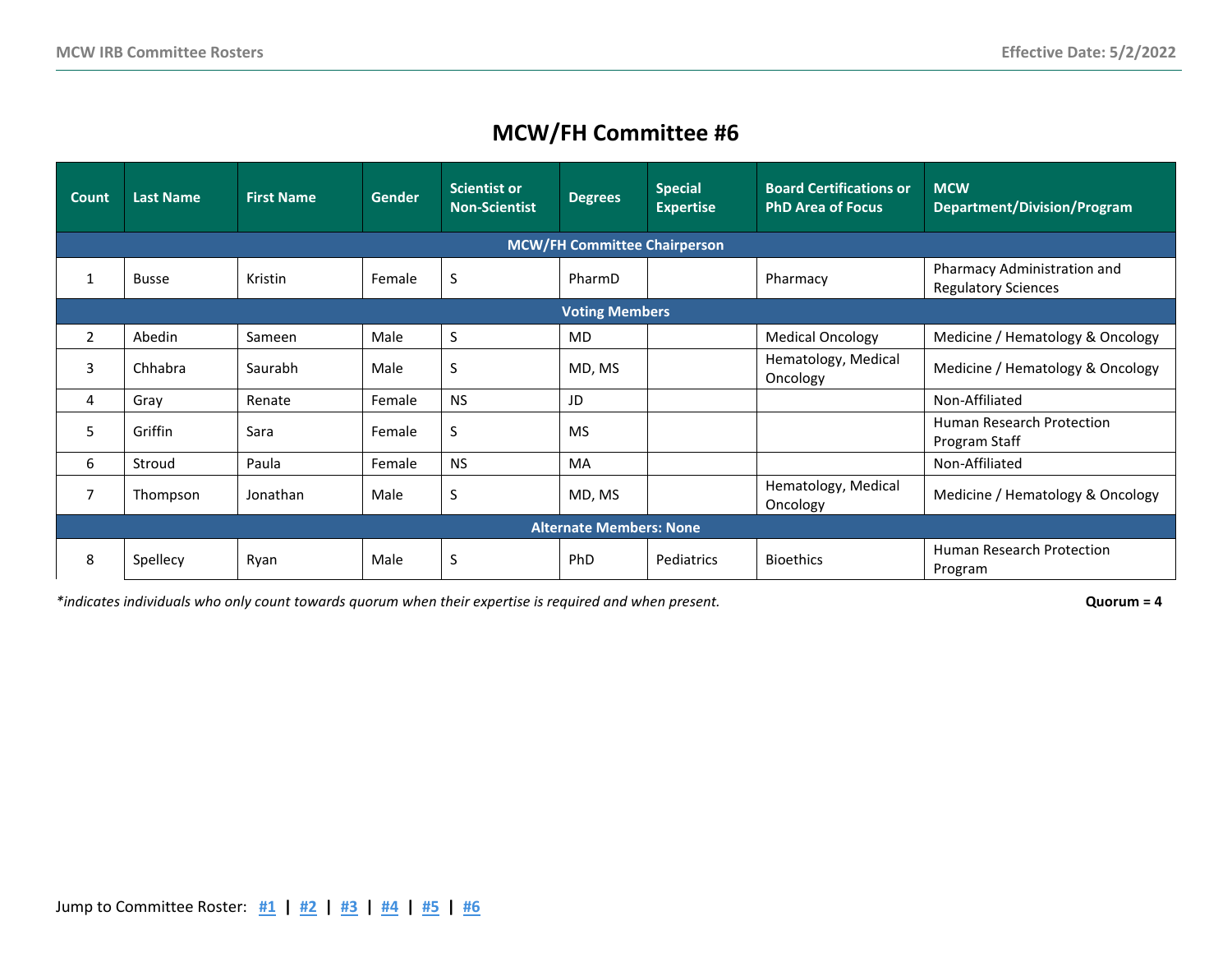# MCW/FH Committee #6

| Count | Last Name | First Name | Gender | Scientist or Non-Scientist | Degrees | Special Expertise | Board Certifications or PhD Area of Focus | MCW Department/Division/Program |
|---|---|---|---|---|---|---|---|---|
| **MCW/FH Committee Chairperson** | | | | | | | | |
| 1 | Busse | Kristin | Female | S | PharmD | | Pharmacy | Pharmacy Administration and Regulatory Sciences |
| **Voting Members** | | | | | | | | |
| 2 | Abedin | Sameen | Male | S | MD | | Medical Oncology | Medicine / Hematology & Oncology |
| 3 | Chhabra | Saurabh | Male | S | MD, MS | | Hematology, Medical Oncology | Medicine / Hematology & Oncology |
| 4 | Gray | Renate | Female | NS | JD | | | Non-Affiliated |
| 5 | Griffin | Sara | Female | S | MS | | | Human Research Protection Program Staff |
| 6 | Stroud | Paula | Female | NS | MA | | | Non-Affiliated |
| 7 | Thompson | Jonathan | Male | S | MD, MS | | Hematology, Medical Oncology | Medicine / Hematology & Oncology |
| **Alternate Members: None** | | | | | | | | |
| 8 | Spellecy | Ryan | Male | S | PhD | Pediatrics | Bioethics | Human Research Protection Program |

*\*indicates individuals who only count towards quorum when their expertise is required and when present.*

**Quorum = 4**

Jump to Committee Roster: **#1** | **#2** | **#3** | **#4** | **#5** | **#6**